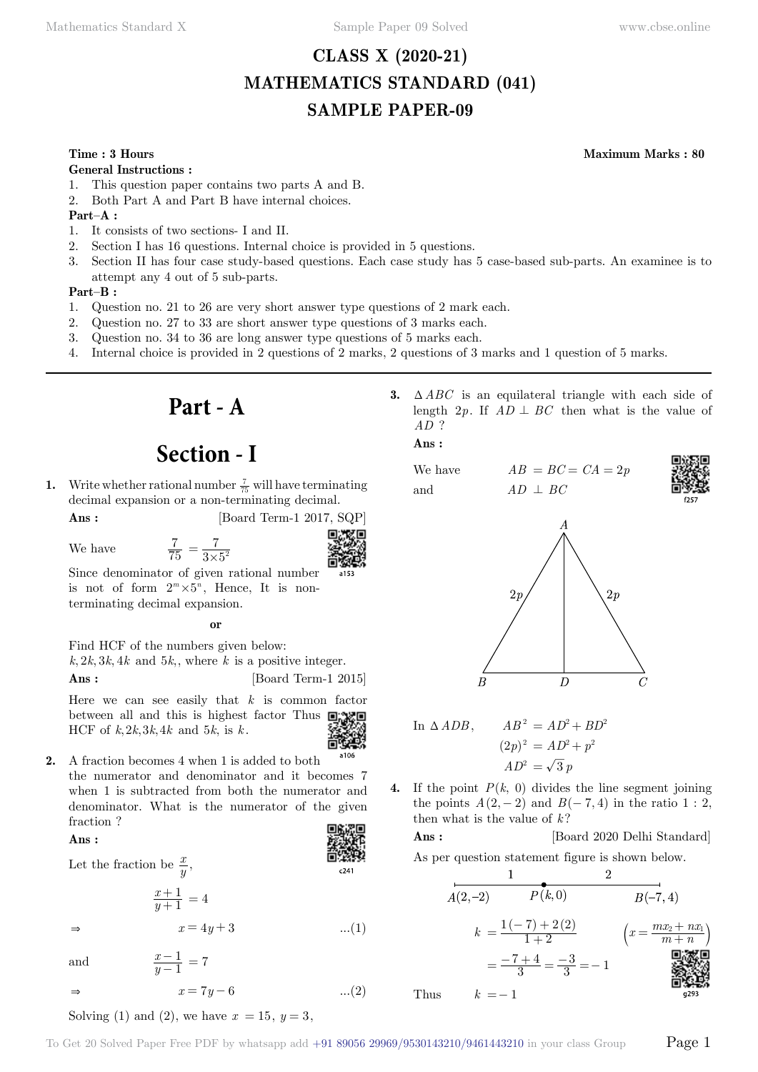# CLASS X (2020-21)
# MATHEMATICS STANDARD (041)
# SAMPLE PAPER-09

**Time : 3 Hours** **Maximum Marks : 80**

**General Instructions :**

1. This question paper contains two parts A and B.
2. Both Part A and Part B have internal choices.

**Part–A :**

1. It consists of two sections- I and II.
2. Section I has 16 questions. Internal choice is provided in 5 questions.
3. Section II has four case study-based questions. Each case study has 5 case-based sub-parts. An examinee is to attempt any 4 out of 5 sub-parts.

**Part–B :**

1. Question no. 21 to 26 are very short answer type questions of 2 mark each.
2. Question no. 27 to 33 are short answer type questions of 3 marks each.
3. Question no. 34 to 36 are long answer type questions of 5 marks each.
4. Internal choice is provided in 2 questions of 2 marks, 2 questions of 3 marks and 1 question of 5 marks.

---

# Part - A

## Section - I

**1.** Write whether rational number $\frac{7}{75}$ will have terminating decimal expansion or a non-terminating decimal.

**Ans :** [Board Term-1 2017, SQP]

We have $\frac{7}{75} = \frac{7}{3 \times 5^2}$

Since denominator of given rational number is not of form $2^m \times 5^n$, Hence, It is non-terminating decimal expansion.

**or**

Find HCF of the numbers given below:
$k, 2k, 3k, 4k$ and $5k$,, where $k$ is a positive integer.

**Ans :** [Board Term-1 2015]

Here we can see easily that $k$ is common factor between all and this is highest factor Thus HCF of $k, 2k, 3k, 4k$ and $5k$, is $k$.

**2.** A fraction becomes 4 when 1 is added to both the numerator and denominator and it becomes 7 when 1 is subtracted from both the numerator and denominator. What is the numerator of the given fraction ?

**Ans :**

Let the fraction be $\frac{x}{y}$,

$$\frac{x+1}{y+1} = 4$$

$\Rightarrow$ $$x = 4y + 3 \qquad ...(1)$$

and $$\frac{x-1}{y-1} = 7$$

$\Rightarrow$ $$x = 7y - 6 \qquad ...(2)$$

Solving (1) and (2), we have $x = 15$, $y = 3$,

**3.** $\Delta ABC$ is an equilateral triangle with each side of length $2p$. If $AD \perp BC$ then what is the value of $AD$ ?

**Ans :**

We have $AB = BC = CA = 2p$

and $AD \perp BC$

In $\Delta ADB$,
$$AB^2 = AD^2 + BD^2$$
$$(2p)^2 = AD^2 + p^2$$
$$AD^2 = \sqrt{3}\,p$$

**4.** If the point $P(k, 0)$ divides the line segment joining the points $A(2, -2)$ and $B(-7, 4)$ in the ratio $1:2$, then what is the value of $k$?

**Ans :** [Board 2020 Delhi Standard]

As per question statement figure is shown below.

$$k = \frac{1(-7) + 2(2)}{1+2} \qquad \left(x = \frac{mx_2 + nx_1}{m+n}\right)$$
$$= \frac{-7+4}{3} = \frac{-3}{3} = -1$$

Thus $k = -1$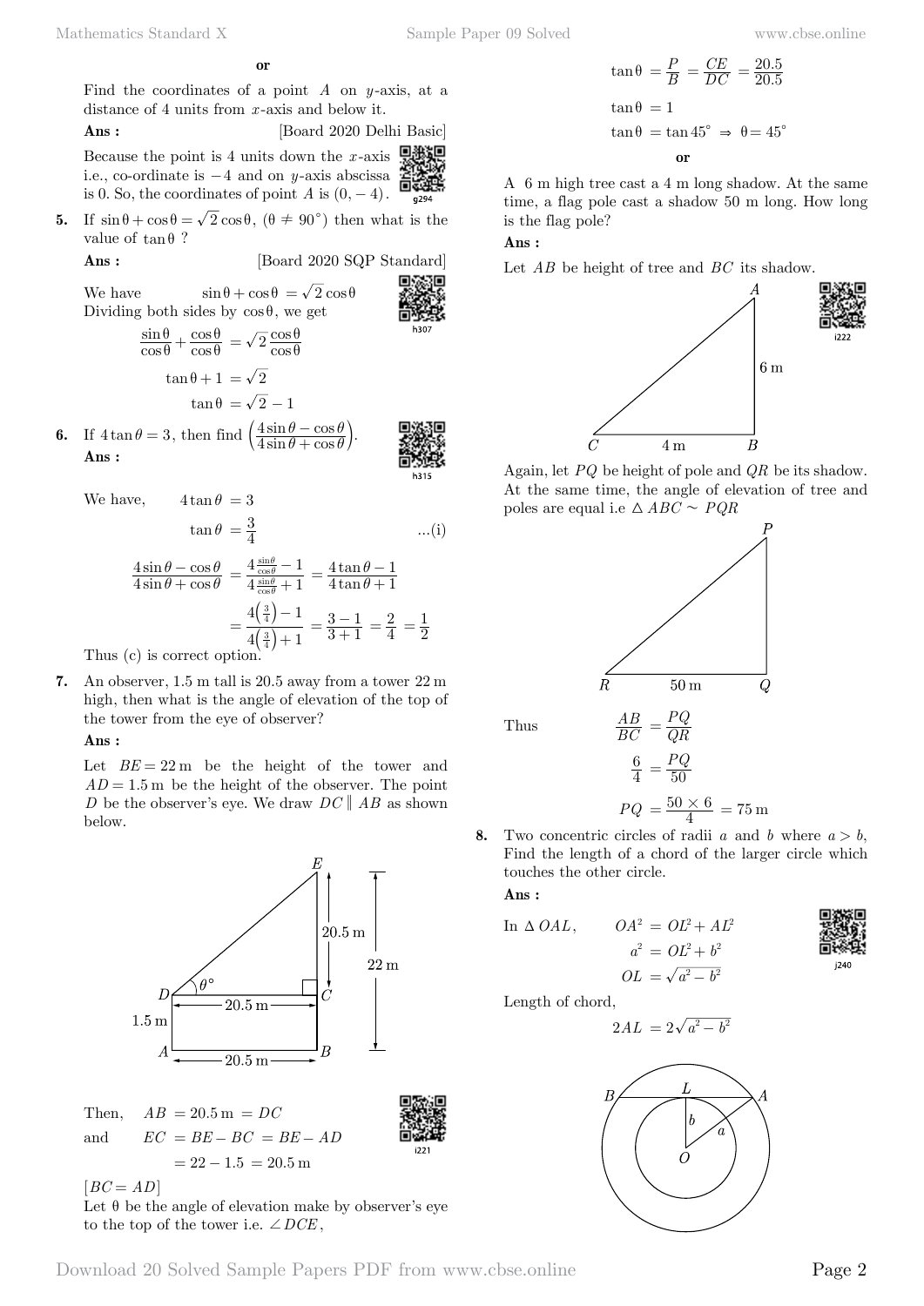**or**

Find the coordinates of a point $A$ on $y$-axis, at a distance of 4 units from $x$-axis and below it.

**Ans :** [Board 2020 Delhi Basic]

Because the point is 4 units down the $x$-axis i.e., co-ordinate is $-4$ and on $y$-axis abscissa is 0. So, the coordinates of point $A$ is $(0, -4)$.

**5.** If $\sin\theta + \cos\theta = \sqrt{2}\cos\theta$, $(\theta \neq 90^\circ)$ then what is the value of $\tan\theta$ ?

**Ans :** [Board 2020 SQP Standard]

We have $\sin\theta + \cos\theta = \sqrt{2}\cos\theta$

Dividing both sides by $\cos\theta$, we get

$$\frac{\sin\theta}{\cos\theta} + \frac{\cos\theta}{\cos\theta} = \sqrt{2}\frac{\cos\theta}{\cos\theta}$$

$$\tan\theta + 1 = \sqrt{2}$$

$$\tan\theta = \sqrt{2} - 1$$

**6.** If $4\tan\theta = 3$, then find $\left(\frac{4\sin\theta - \cos\theta}{4\sin\theta + \cos\theta}\right)$.

**Ans :**

We have, $4\tan\theta = 3$

$$\tan\theta = \frac{3}{4} \quad \text{...(i)}$$

$$\frac{4\sin\theta - \cos\theta}{4\sin\theta + \cos\theta} = \frac{4\frac{\sin\theta}{\cos\theta} - 1}{4\frac{\sin\theta}{\cos\theta} + 1} = \frac{4\tan\theta - 1}{4\tan\theta + 1}$$

$$= \frac{4\left(\frac{3}{4}\right) - 1}{4\left(\frac{3}{4}\right) + 1} = \frac{3-1}{3+1} = \frac{2}{4} = \frac{1}{2}$$

Thus (c) is correct option.

**7.** An observer, 1.5 m tall is 20.5 away from a tower 22 m high, then what is the angle of elevation of the top of the tower from the eye of observer?

**Ans :**

Let $BE = 22\,\text{m}$ be the height of the tower and $AD = 1.5\,\text{m}$ be the height of the observer. The point $D$ be the observer's eye. We draw $DC \parallel AB$ as shown below.

Then, $AB = 20.5\,\text{m} = DC$

and $EC = BE - BC = BE - AD$

$= 22 - 1.5 = 20.5\,\text{m}$

$[BC = AD]$

Let $\theta$ be the angle of elevation make by observer's eye to the top of the tower i.e. $\angle DCE$,

$$\tan\theta = \frac{P}{B} = \frac{CE}{DC} = \frac{20.5}{20.5}$$

$$\tan\theta = 1$$

$$\tan\theta = \tan 45^\circ \Rightarrow \theta = 45^\circ$$

**or**

A 6 m high tree cast a 4 m long shadow. At the same time, a flag pole cast a shadow 50 m long. How long is the flag pole?

**Ans :**

Let $AB$ be height of tree and $BC$ its shadow.

Again, let $PQ$ be height of pole and $QR$ be its shadow. At the same time, the angle of elevation of tree and poles are equal i.e $\triangle ABC \sim PQR$

Thus $$\frac{AB}{BC} = \frac{PQ}{QR}$$

$$\frac{6}{4} = \frac{PQ}{50}$$

$$PQ = \frac{50 \times 6}{4} = 75\,\text{m}$$

**8.** Two concentric circles of radii $a$ and $b$ where $a > b$, Find the length of a chord of the larger circle which touches the other circle.

**Ans :**

In $\triangle OAL$, $$OA^2 = OL^2 + AL^2$$

$$a^2 = OL^2 + b^2$$

$$OL = \sqrt{a^2 - b^2}$$

Length of chord,

$$2AL = 2\sqrt{a^2 - b^2}$$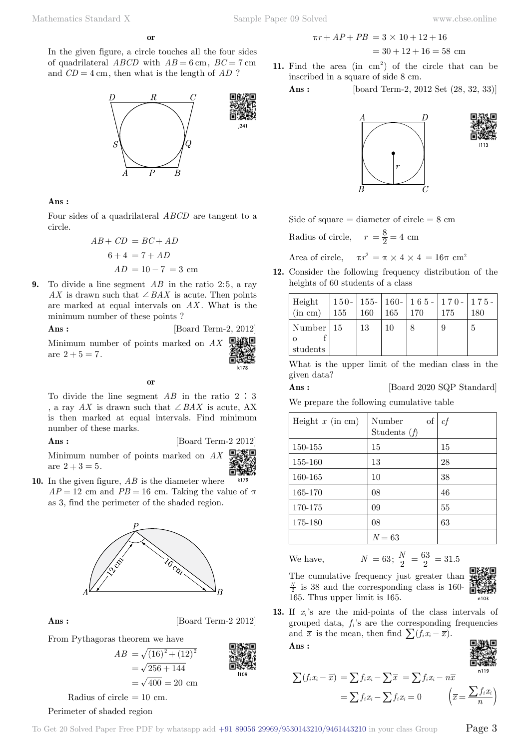**or**

In the given figure, a circle touches all the four sides of quadrilateral $ABCD$ with $AB = 6$ cm, $BC = 7$ cm and $CD = 4$ cm, then what is the length of $AD$ ?

**Ans :**

Four sides of a quadrilateral $ABCD$ are tangent to a circle.

$$AB + CD = BC + AD$$

$$6 + 4 = 7 + AD$$

$$AD = 10 - 7 = 3 \text{ cm}$$

**9.** To divide a line segment $AB$ in the ratio 2:5, a ray $AX$ is drawn such that $\angle BAX$ is acute. Then points are marked at equal intervals on $AX$. What is the minimum number of these points ?

**Ans :** [Board Term-2, 2012]

Minimum number of points marked on $AX$ are $2 + 5 = 7$.

**or**

To divide the line segment $AB$ in the ratio $2 : 3$, a ray $AX$ is drawn such that $\angle BAX$ is acute, AX is then marked at equal intervals. Find minimum number of these marks.

**Ans :** [Board Term-2 2012]

Minimum number of points marked on $AX$ are $2 + 3 = 5$.

**10.** In the given figure, $AB$ is the diameter where $AP = 12$ cm and $PB = 16$ cm. Taking the value of $\pi$ as 3, find the perimeter of the shaded region.

**Ans :** [Board Term-2 2012]

From Pythagoras theorem we have

$$AB = \sqrt{(16)^2 + (12)^2}$$

$$= \sqrt{256 + 144}$$

$$= \sqrt{400} = 20 \text{ cm}$$

Radius of circle $= 10$ cm.

Perimeter of shaded region

$$\pi r + AP + PB = 3 \times 10 + 12 + 16$$

$$= 30 + 12 + 16 = 58 \text{ cm}$$

**11.** Find the area (in $\text{cm}^2$) of the circle that can be inscribed in a square of side 8 cm.

**Ans :** [board Term-2, 2012 Set (28, 32, 33)]

Side of square = diameter of circle = 8 cm

Radius of circle, $r = \frac{8}{2} = 4$ cm

Area of circle, $\pi r^2 = \pi \times 4 \times 4 = 16\pi \text{ cm}^2$

**12.** Consider the following frequency distribution of the heights of 60 students of a class

| Height (in cm) | 150-155 | 155-160 | 160-165 | 165-170 | 170-175 | 175-180 |
|---|---|---|---|---|---|---|
| Number of students | 15 | 13 | 10 | 8 | 9 | 5 |

What is the upper limit of the median class in the given data?

**Ans :** [Board 2020 SQP Standard]

We prepare the following cumulative table

| Height $x$ (in cm) | Number of Students ($f$) | $cf$ |
|---|---|---|
| 150-155 | 15 | 15 |
| 155-160 | 13 | 28 |
| 160-165 | 10 | 38 |
| 165-170 | 08 | 46 |
| 170-175 | 09 | 55 |
| 175-180 | 08 | 63 |
| | $N = 63$ | |

We have, $N = 63;\ \frac{N}{2} = \frac{63}{2} = 31.5$

The cumulative frequency just greater than $\frac{N}{2}$ is 38 and the corresponding class is 160-165. Thus upper limit is 165.

**13.** If $x_i$'s are the mid-points of the class intervals of grouped data, $f_i$'s are the corresponding frequencies and $\overline{x}$ is the mean, then find $\sum(f_i x_i - \overline{x})$.

**Ans :**

$$\sum(f_i x_i - \overline{x}) = \sum f_i x_i - \sum \overline{x} = \sum f_i x_i - n\overline{x}$$

$$= \sum f_i x_i - \sum f_i x_i = 0 \qquad \left(\overline{x} = \frac{\sum f_i x_i}{n}\right)$$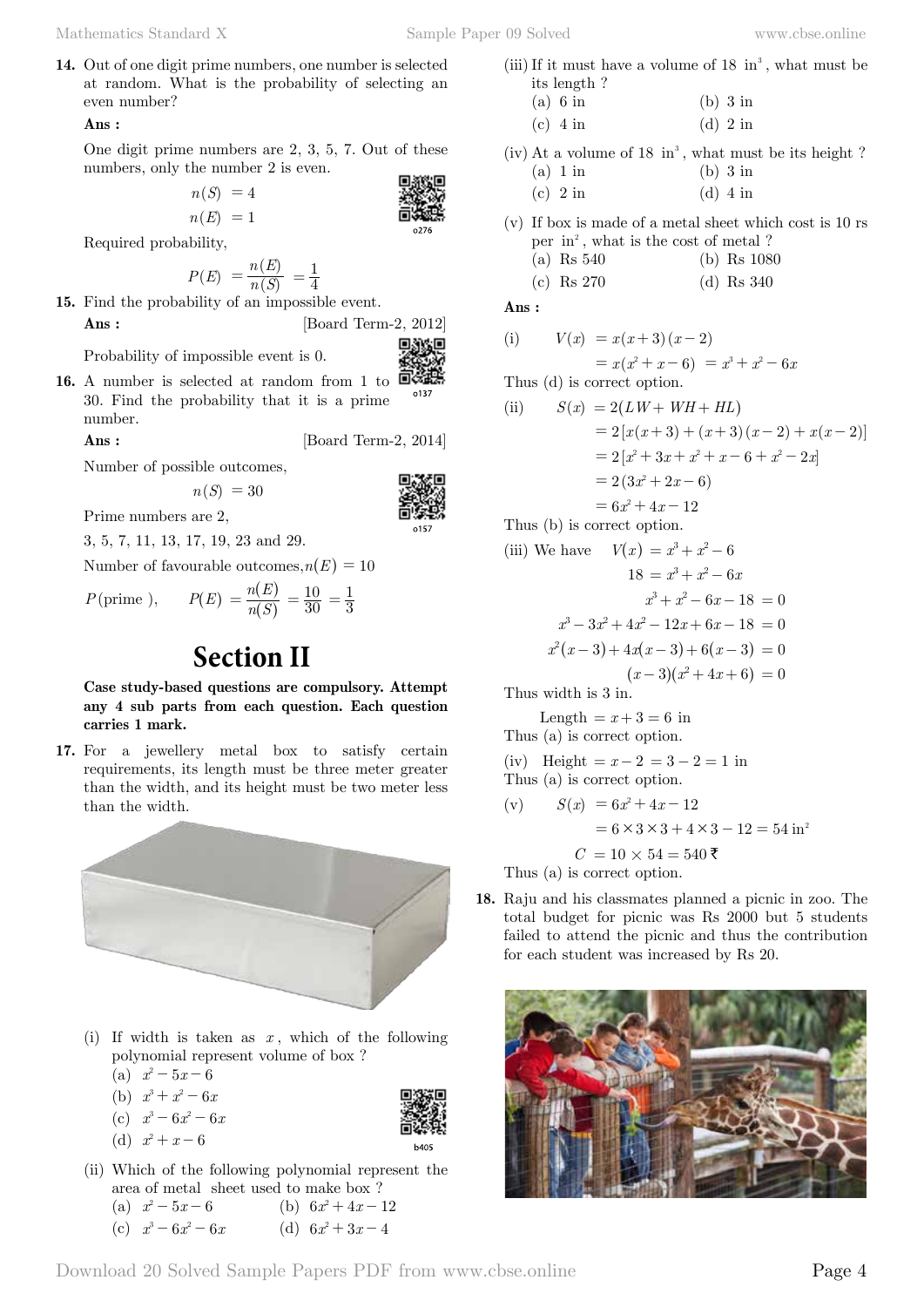**14.** Out of one digit prime numbers, one number is selected at random. What is the probability of selecting an even number?

**Ans :**

One digit prime numbers are 2, 3, 5, 7. Out of these numbers, only the number 2 is even.

$$n(S) = 4$$

$$n(E) = 1$$

Required probability,

$$P(E) = \frac{n(E)}{n(S)} = \frac{1}{4}$$

**15.** Find the probability of an impossible event.

**Ans :** [Board Term-2, 2012]

Probability of impossible event is 0.

**16.** A number is selected at random from 1 to 30. Find the probability that it is a prime number.

**Ans :** [Board Term-2, 2014]

Number of possible outcomes,

$$n(S) = 30$$

Prime numbers are 2,

3, 5, 7, 11, 13, 17, 19, 23 and 29.

Number of favourable outcomes, $n(E) = 10$

$$P(\text{prime}), \quad P(E) = \frac{n(E)}{n(S)} = \frac{10}{30} = \frac{1}{3}$$

# Section II

**Case study-based questions are compulsory. Attempt any 4 sub parts from each question. Each question carries 1 mark.**

**17.** For a jewellery metal box to satisfy certain requirements, its length must be three meter greater than the width, and its height must be two meter less than the width.

(i) If width is taken as $x$, which of the following polynomial represent volume of box ?
 (a) $x^2 - 5x - 6$
 (b) $x^3 + x^2 - 6x$
 (c) $x^3 - 6x^2 - 6x$
 (d) $x^2 + x - 6$

(ii) Which of the following polynomial represent the area of metal sheet used to make box ?
 (a) $x^2 - 5x - 6$  (b) $6x^2 + 4x - 12$
 (c) $x^3 - 6x^2 - 6x$  (d) $6x^2 + 3x - 4$

(iii) If it must have a volume of 18 $\text{in}^3$, what must be its length ?
 (a) 6 in  (b) 3 in
 (c) 4 in  (d) 2 in

(iv) At a volume of 18 $\text{in}^3$, what must be its height ?
 (a) 1 in  (b) 3 in
 (c) 2 in  (d) 4 in

(v) If box is made of a metal sheet which cost is 10 rs per $\text{in}^2$, what is the cost of metal ?
 (a) Rs 540  (b) Rs 1080
 (c) Rs 270  (d) Rs 340

**Ans :**

(i)
$$V(x) = x(x+3)(x-2)$$
$$= x(x^2 + x - 6) = x^3 + x^2 - 6x$$

Thus (d) is correct option.

(ii)
$$S(x) = 2(LW + WH + HL)$$
$$= 2[x(x+3) + (x+3)(x-2) + x(x-2)]$$
$$= 2[x^2 + 3x + x^2 + x - 6 + x^2 - 2x]$$
$$= 2(3x^2 + 2x - 6)$$
$$= 6x^2 + 4x - 12$$

Thus (b) is correct option.

(iii) We have $V(x) = x^3 + x^2 - 6$

$$18 = x^3 + x^2 - 6x$$
$$x^3 + x^2 - 6x - 18 = 0$$
$$x^3 - 3x^2 + 4x^2 - 12x + 6x - 18 = 0$$
$$x^2(x-3) + 4x(x-3) + 6(x-3) = 0$$
$$(x-3)(x^2 + 4x + 6) = 0$$

Thus width is 3 in.

$$\text{Length} = x + 3 = 6 \text{ in}$$

Thus (a) is correct option.

(iv) Height $= x - 2 = 3 - 2 = 1$ in

Thus (a) is correct option.

(v)
$$S(x) = 6x^2 + 4x - 12$$
$$= 6 \times 3 \times 3 + 4 \times 3 - 12 = 54 \text{ in}^2$$
$$C = 10 \times 54 = 540 \text{ ₹}$$

Thus (a) is correct option.

**18.** Raju and his classmates planned a picnic in zoo. The total budget for picnic was Rs 2000 but 5 students failed to attend the picnic and thus the contribution for each student was increased by Rs 20.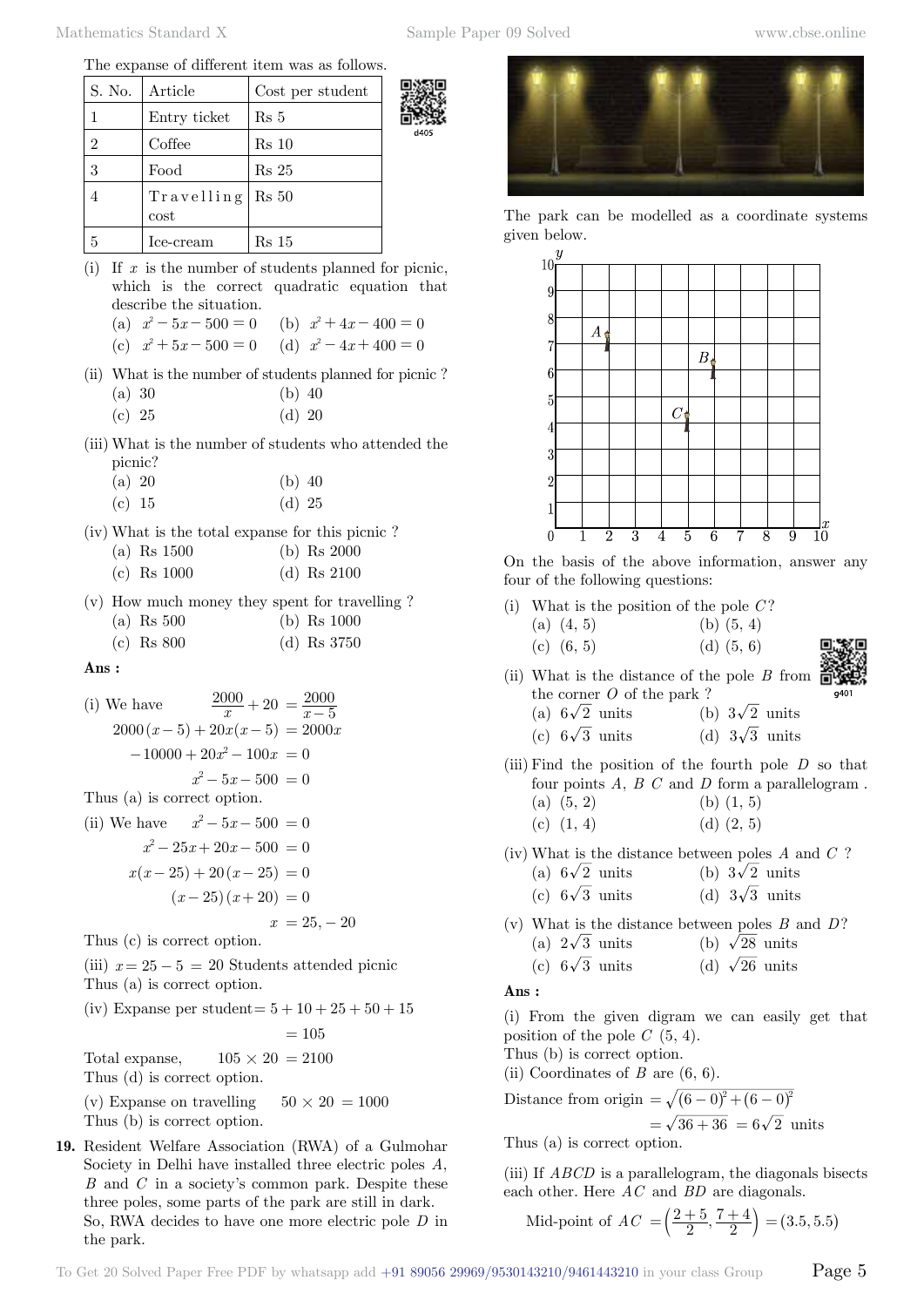The expanse of different item was as follows.

| S. No. | Article | Cost per student |
|---|---|---|
| 1 | Entry ticket | Rs 5 |
| 2 | Coffee | Rs 10 |
| 3 | Food | Rs 25 |
| 4 | Travelling cost | Rs 50 |
| 5 | Ice-cream | Rs 15 |

(i) If $x$ is the number of students planned for picnic, which is the correct quadratic equation that describe the situation.

(a) $x^2 - 5x - 500 = 0$ (b) $x^2 + 4x - 400 = 0$
(c) $x^2 + 5x - 500 = 0$ (d) $x^2 - 4x + 400 = 0$

(ii) What is the number of students planned for picnic ?

(a) 30 (b) 40
(c) 25 (d) 20

(iii) What is the number of students who attended the picnic?

(a) 20 (b) 40
(c) 15 (d) 25

(iv) What is the total expanse for this picnic ?

(a) Rs 1500 (b) Rs 2000
(c) Rs 1000 (d) Rs 2100

(v) How much money they spent for travelling ?

(a) Rs 500 (b) Rs 1000
(c) Rs 800 (d) Rs 3750

**Ans :**

(i) We have
$$\frac{2000}{x} + 20 = \frac{2000}{x-5}$$
$$2000(x-5) + 20x(x-5) = 2000x$$
$$-10000 + 20x^2 - 100x = 0$$
$$x^2 - 5x - 500 = 0$$

Thus (a) is correct option.

(ii) We have
$$x^2 - 5x - 500 = 0$$
$$x^2 - 25x + 20x - 500 = 0$$
$$x(x-25) + 20(x-25) = 0$$
$$(x-25)(x+20) = 0$$
$$x = 25, -20$$

Thus (c) is correct option.

(iii) $x = 25 - 5 = 20$ Students attended picnic
Thus (a) is correct option.

(iv) Expanse per student $= 5 + 10 + 25 + 50 + 15$
$$= 105$$

Total expanse, $105 \times 20 = 2100$
Thus (d) is correct option.

(v) Expanse on travelling $50 \times 20 = 1000$
Thus (b) is correct option.

**19.** Resident Welfare Association (RWA) of a Gulmohar Society in Delhi have installed three electric poles $A$, $B$ and $C$ in a society's common park. Despite these three poles, some parts of the park are still in dark. So, RWA decides to have one more electric pole $D$ in the park.

The park can be modelled as a coordinate systems given below.

On the basis of the above information, answer any four of the following questions:

(i) What is the position of the pole $C$?

(a) (4, 5) (b) (5, 4)
(c) (6, 5) (d) (5, 6)

(ii) What is the distance of the pole $B$ from the corner $O$ of the park ?

(a) $6\sqrt{2}$ units (b) $3\sqrt{2}$ units
(c) $6\sqrt{3}$ units (d) $3\sqrt{3}$ units

(iii) Find the position of the fourth pole $D$ so that four points $A$, $B$ $C$ and $D$ form a parallelogram .

(a) (5, 2) (b) (1, 5)
(c) (1, 4) (d) (2, 5)

(iv) What is the distance between poles $A$ and $C$ ?

(a) $6\sqrt{2}$ units (b) $3\sqrt{2}$ units
(c) $6\sqrt{3}$ units (d) $3\sqrt{3}$ units

(v) What is the distance between poles $B$ and $D$?

(a) $2\sqrt{3}$ units (b) $\sqrt{28}$ units
(c) $6\sqrt{3}$ units (d) $\sqrt{26}$ units

**Ans :**

(i) From the given digram we can easily get that position of the pole $C$ (5, 4).
Thus (b) is correct option.

(ii) Coordinates of $B$ are (6, 6).

$$\text{Distance from origin} = \sqrt{(6-0)^2 + (6-0)^2}$$
$$= \sqrt{36 + 36} = 6\sqrt{2} \text{ units}$$

Thus (a) is correct option.

(iii) If $ABCD$ is a parallelogram, the diagonals bisects each other. Here $AC$ and $BD$ are diagonals.

$$\text{Mid-point of } AC = \left(\frac{2+5}{2}, \frac{7+4}{2}\right) = (3.5, 5.5)$$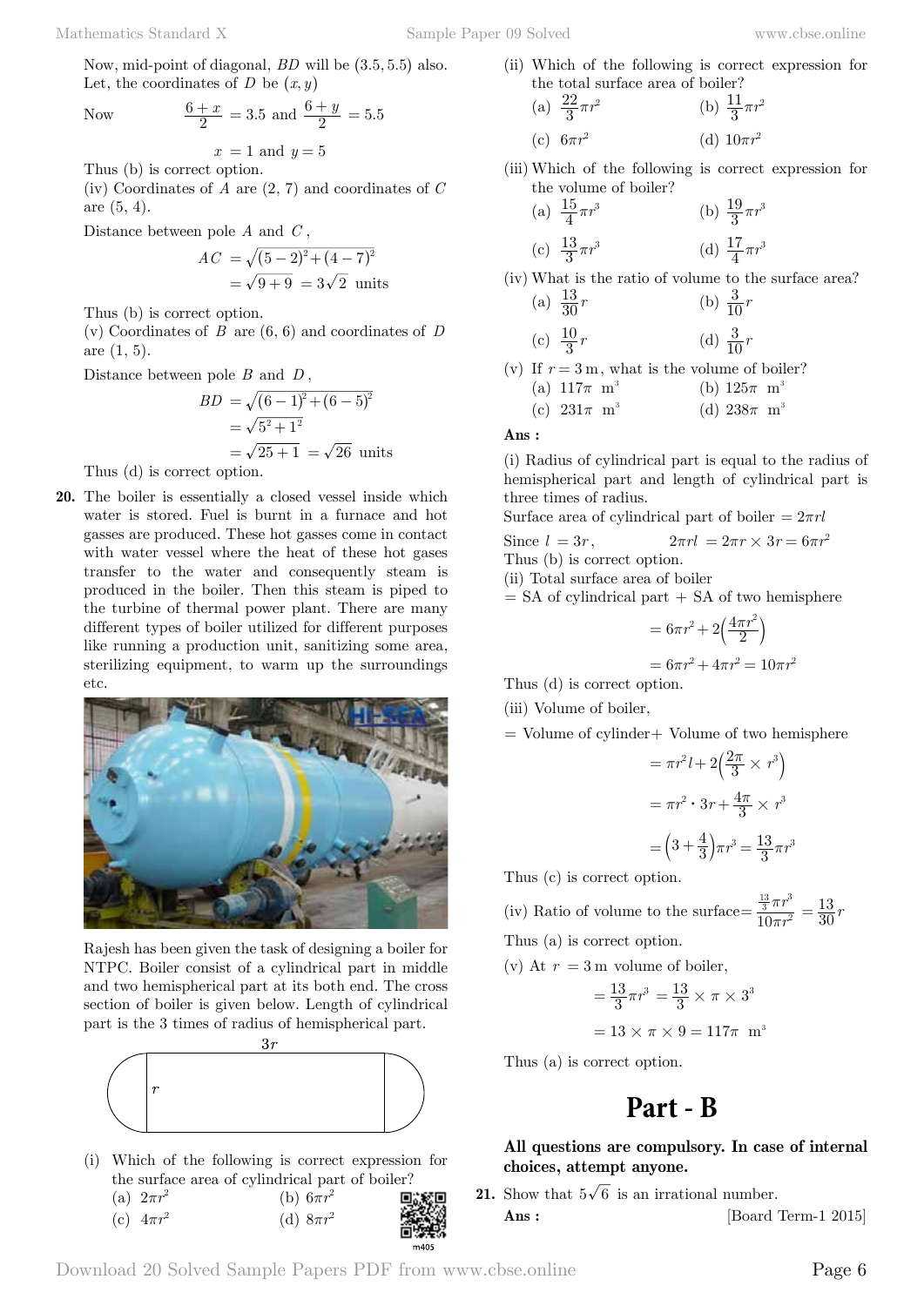Now, mid-point of diagonal, $BD$ will be $(3.5, 5.5)$ also. Let, the coordinates of $D$ be $(x, y)$

Now $$\frac{6+x}{2} = 3.5 \text{ and } \frac{6+y}{2} = 5.5$$

$$x = 1 \text{ and } y = 5$$

Thus (b) is correct option.

(iv) Coordinates of $A$ are $(2, 7)$ and coordinates of $C$ are $(5, 4)$.

Distance between pole $A$ and $C$,

$$AC = \sqrt{(5-2)^2 + (4-7)^2}$$
$$= \sqrt{9+9} = 3\sqrt{2} \text{ units}$$

Thus (b) is correct option.

(v) Coordinates of $B$ are $(6, 6)$ and coordinates of $D$ are $(1, 5)$.

Distance between pole $B$ and $D$,

$$BD = \sqrt{(6-1)^2 + (6-5)^2}$$
$$= \sqrt{5^2 + 1^2}$$
$$= \sqrt{25+1} = \sqrt{26} \text{ units}$$

Thus (d) is correct option.

**20.** The boiler is essentially a closed vessel inside which water is stored. Fuel is burnt in a furnace and hot gasses are produced. These hot gasses come in contact with water vessel where the heat of these hot gases transfer to the water and consequently steam is produced in the boiler. Then this steam is piped to the turbine of thermal power plant. There are many different types of boiler utilized for different purposes like running a production unit, sanitizing some area, sterilizing equipment, to warm up the surroundings etc.

Rajesh has been given the task of designing a boiler for NTPC. Boiler consist of a cylindrical part in middle and two hemispherical part at its both end. The cross section of boiler is given below. Length of cylindrical part is the 3 times of radius of hemispherical part.

(i) Which of the following is correct expression for the surface area of cylindrical part of boiler?
(a) $2\pi r^2$ (b) $6\pi r^2$
(c) $4\pi r^2$ (d) $8\pi r^2$

(ii) Which of the following is correct expression for the total surface area of boiler?
(a) $\frac{22}{3}\pi r^2$ (b) $\frac{11}{3}\pi r^2$
(c) $6\pi r^2$ (d) $10\pi r^2$

(iii) Which of the following is correct expression for the volume of boiler?
(a) $\frac{15}{4}\pi r^3$ (b) $\frac{19}{3}\pi r^3$
(c) $\frac{13}{3}\pi r^3$ (d) $\frac{17}{4}\pi r^3$

(iv) What is the ratio of volume to the surface area?
(a) $\frac{13}{30}r$ (b) $\frac{3}{10}r$
(c) $\frac{10}{3}r$ (d) $\frac{3}{10}r$

(v) If $r = 3$ m, what is the volume of boiler?
(a) $117\pi$ m$^3$ (b) $125\pi$ m$^3$
(c) $231\pi$ m$^3$ (d) $238\pi$ m$^3$

**Ans :**

(i) Radius of cylindrical part is equal to the radius of hemispherical part and length of cylindrical part is three times of radius.

Surface area of cylindrical part of boiler $= 2\pi rl$

Since $l = 3r$, $\quad 2\pi rl = 2\pi r \times 3r = 6\pi r^2$

Thus (b) is correct option.

(ii) Total surface area of boiler

$=$ SA of cylindrical part $+$ SA of two hemisphere

$$= 6\pi r^2 + 2\left(\frac{4\pi r^2}{2}\right)$$
$$= 6\pi r^2 + 4\pi r^2 = 10\pi r^2$$

Thus (d) is correct option.

(iii) Volume of boiler,

$=$ Volume of cylinder$+$ Volume of two hemisphere

$$= \pi r^2 l + 2\left(\frac{2\pi}{3} \times r^3\right)$$
$$= \pi r^2 \cdot 3r + \frac{4\pi}{3} \times r^3$$
$$= \left(3 + \frac{4}{3}\right)\pi r^3 = \frac{13}{3}\pi r^3$$

Thus (c) is correct option.

(iv) Ratio of volume to the surface$= \frac{\frac{13}{3}\pi r^3}{10\pi r^2} = \frac{13}{30}r$

Thus (a) is correct option.

(v) At $r = 3$ m volume of boiler,

$$= \frac{13}{3}\pi r^3 = \frac{13}{3} \times \pi \times 3^3$$
$$= 13 \times \pi \times 9 = 117\pi \text{ m}^3$$

Thus (a) is correct option.

# Part - B

**All questions are compulsory. In case of internal choices, attempt anyone.**

**21.** Show that $5\sqrt{6}$ is an irrational number.

**Ans :** [Board Term-1 2015]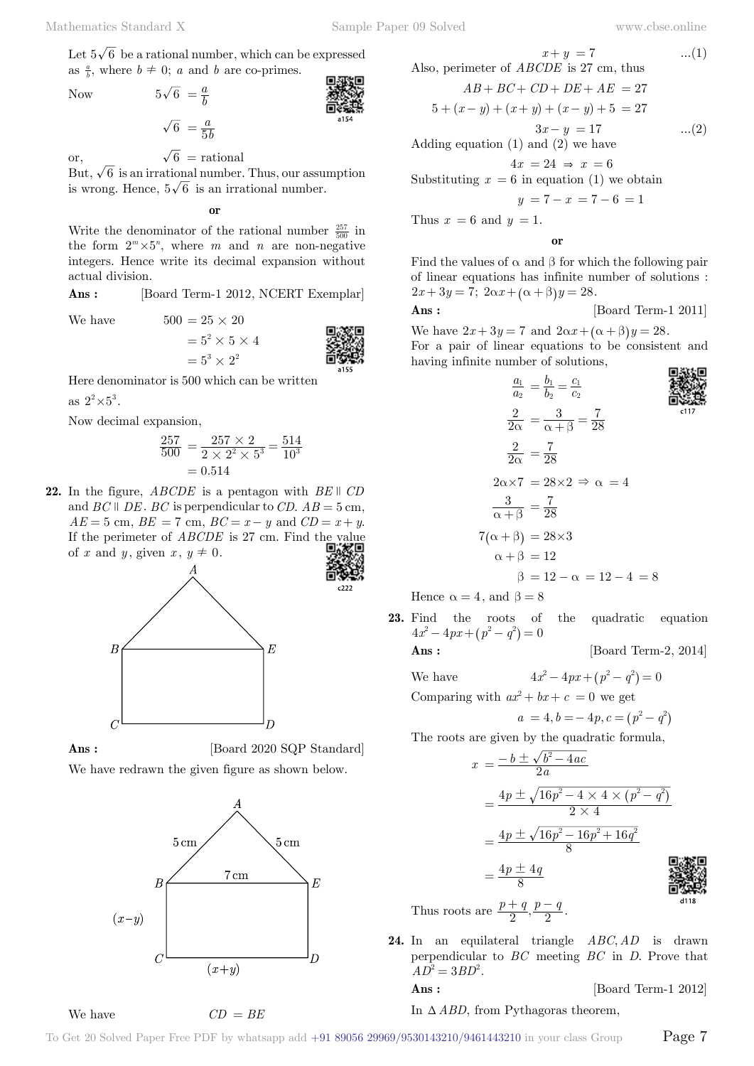Let $5\sqrt{6}$ be a rational number, which can be expressed as $\frac{a}{b}$, where $b \neq 0$; $a$ and $b$ are co-primes.

Now
$$5\sqrt{6} = \frac{a}{b}$$
$$\sqrt{6} = \frac{a}{5b}$$

or,
$$\sqrt{6} = \text{rational}$$

But, $\sqrt{6}$ is an irrational number. Thus, our assumption is wrong. Hence, $5\sqrt{6}$ is an irrational number.

**or**

Write the denominator of the rational number $\frac{257}{500}$ in the form $2^m \times 5^n$, where $m$ and $n$ are non-negative integers. Hence write its decimal expansion without actual division.

**Ans :** [Board Term-1 2012, NCERT Exemplar]

We have
$$500 = 25 \times 20$$
$$= 5^2 \times 5 \times 4$$
$$= 5^3 \times 2^2$$

Here denominator is 500 which can be written as $2^2 \times 5^3$.

Now decimal expansion,
$$\frac{257}{500} = \frac{257 \times 2}{2 \times 2^2 \times 5^3} = \frac{514}{10^3}$$
$$= 0.514$$

**22.** In the figure, $ABCDE$ is a pentagon with $BE \parallel CD$ and $BC \parallel DE$. $BC$ is perpendicular to $CD$. $AB = 5$ cm, $AE = 5$ cm, $BE = 7$ cm, $BC = x - y$ and $CD = x + y$. If the perimeter of $ABCDE$ is 27 cm. Find the value of $x$ and $y$, given $x, y \neq 0$.

**Ans :** [Board 2020 SQP Standard]

We have redrawn the given figure as shown below.

We have
$$CD = BE$$
$$x + y = 7 \qquad ...(1)$$

Also, perimeter of $ABCDE$ is 27 cm, thus
$$AB + BC + CD + DE + AE = 27$$
$$5 + (x - y) + (x + y) + (x - y) + 5 = 27$$
$$3x - y = 17 \qquad ...(2)$$

Adding equation (1) and (2) we have
$$4x = 24 \Rightarrow x = 6$$

Substituting $x = 6$ in equation (1) we obtain
$$y = 7 - x = 7 - 6 = 1$$

Thus $x = 6$ and $y = 1$.

**or**

Find the values of $\alpha$ and $\beta$ for which the following pair of linear equations has infinite number of solutions : $2x + 3y = 7$; $2\alpha x + (\alpha + \beta)y = 28$.

**Ans :** [Board Term-1 2011]

We have $2x + 3y = 7$ and $2\alpha x + (\alpha + \beta)y = 28$.

For a pair of linear equations to be consistent and having infinite number of solutions,
$$\frac{a_1}{a_2} = \frac{b_1}{b_2} = \frac{c_1}{c_2}$$
$$\frac{2}{2\alpha} = \frac{3}{\alpha + \beta} = \frac{7}{28}$$
$$\frac{2}{2\alpha} = \frac{7}{28}$$
$$2\alpha \times 7 = 28 \times 2 \Rightarrow \alpha = 4$$
$$\frac{3}{\alpha + \beta} = \frac{7}{28}$$
$$7(\alpha + \beta) = 28 \times 3$$
$$\alpha + \beta = 12$$
$$\beta = 12 - \alpha = 12 - 4 = 8$$

Hence $\alpha = 4$, and $\beta = 8$

**23.** Find the roots of the quadratic equation $4x^2 - 4px + (p^2 - q^2) = 0$

**Ans :** [Board Term-2, 2014]

We have
$$4x^2 - 4px + (p^2 - q^2) = 0$$

Comparing with $ax^2 + bx + c = 0$ we get
$$a = 4, b = -4p, c = (p^2 - q^2)$$

The roots are given by the quadratic formula,
$$x = \frac{-b \pm \sqrt{b^2 - 4ac}}{2a}$$
$$= \frac{4p \pm \sqrt{16p^2 - 4 \times 4 \times (p^2 - q^2)}}{2 \times 4}$$
$$= \frac{4p \pm \sqrt{16p^2 - 16p^2 + 16q^2}}{8}$$
$$= \frac{4p \pm 4q}{8}$$

Thus roots are $\frac{p + q}{2}, \frac{p - q}{2}$.

**24.** In an equilateral triangle $ABC, AD$ is drawn perpendicular to $BC$ meeting $BC$ in $D$. Prove that $AD^2 = 3BD^2$.

**Ans :** [Board Term-1 2012]

In $\Delta ABD$, from Pythagoras theorem,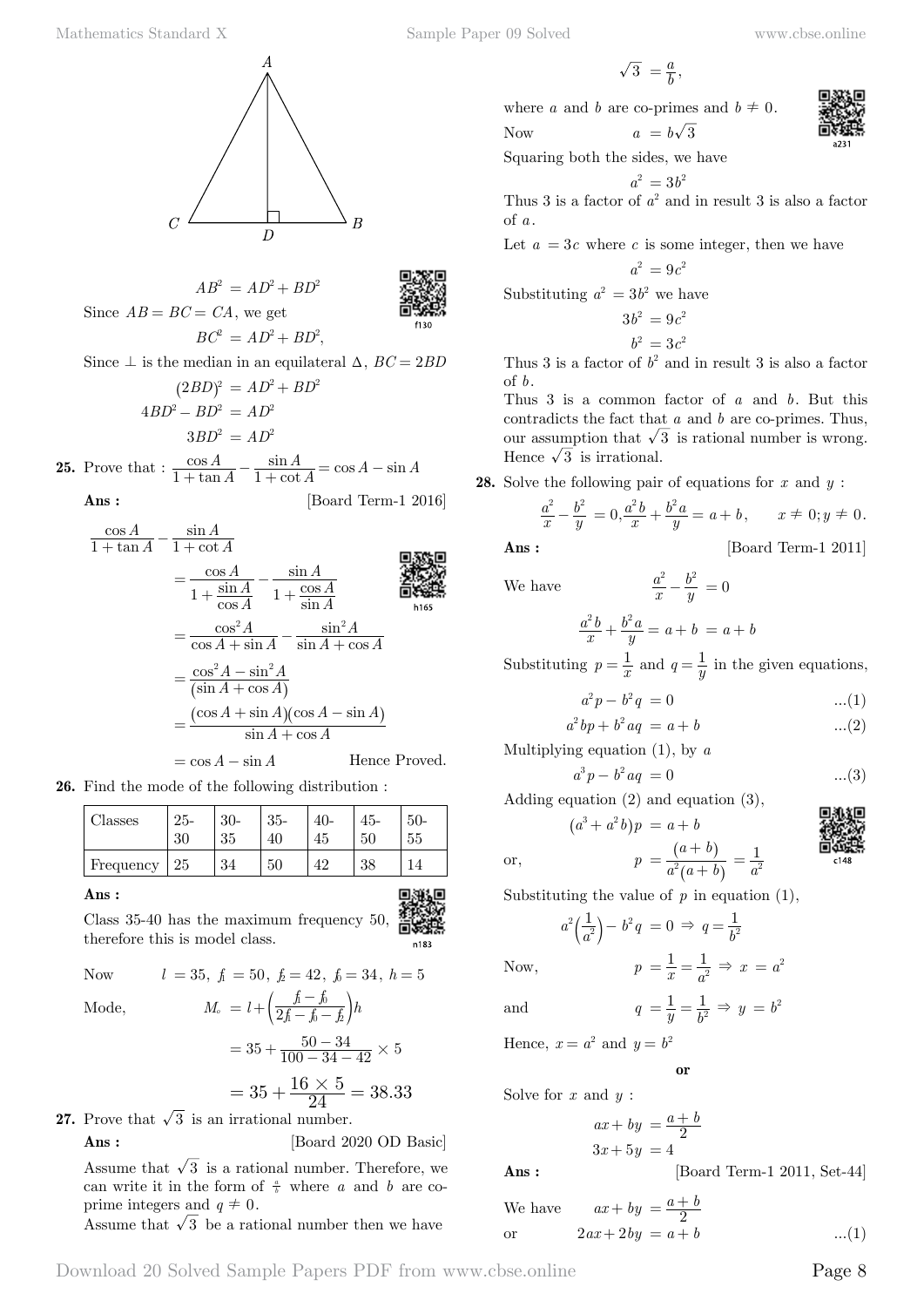$$AB^2 = AD^2 + BD^2$$

Since $AB = BC = CA$, we get

$$BC^2 = AD^2 + BD^2,$$

Since $\perp$ is the median in an equilateral $\Delta$, $BC = 2BD$

$$(2BD)^2 = AD^2 + BD^2$$

$$4BD^2 - BD^2 = AD^2$$

$$3BD^2 = AD^2$$

**25.** Prove that : $\dfrac{\cos A}{1 + \tan A} - \dfrac{\sin A}{1 + \cot A} = \cos A - \sin A$

**Ans :** [Board Term-1 2016]

$$\frac{\cos A}{1 + \tan A} - \frac{\sin A}{1 + \cot A}$$

$$= \frac{\cos A}{1 + \frac{\sin A}{\cos A}} - \frac{\sin A}{1 + \frac{\cos A}{\sin A}}$$

$$= \frac{\cos^2 A}{\cos A + \sin A} - \frac{\sin^2 A}{\sin A + \cos A}$$

$$= \frac{\cos^2 A - \sin^2 A}{(\sin A + \cos A)}$$

$$= \frac{(\cos A + \sin A)(\cos A - \sin A)}{\sin A + \cos A}$$

$$= \cos A - \sin A$$ Hence Proved.

**26.** Find the mode of the following distribution :

| Classes | 25-30 | 30-35 | 35-40 | 40-45 | 45-50 | 50-55 |
|---|---|---|---|---|---|---|
| Frequency | 25 | 34 | 50 | 42 | 38 | 14 |

**Ans :**

Class 35-40 has the maximum frequency 50, therefore this is model class.

Now $l = 35,\ f_1 = 50,\ f_2 = 42,\ f_0 = 34,\ h = 5$

Mode,
$$M_o = l + \left(\frac{f_1 - f_0}{2f_1 - f_0 - f_2}\right)h$$

$$= 35 + \frac{50 - 34}{100 - 34 - 42} \times 5$$

$$= 35 + \frac{16 \times 5}{24} = 38.33$$

**27.** Prove that $\sqrt{3}$ is an irrational number.

**Ans :** [Board 2020 OD Basic]

Assume that $\sqrt{3}$ is a rational number. Therefore, we can write it in the form of $\frac{a}{b}$ where $a$ and $b$ are co-prime integers and $q \neq 0$.

Assume that $\sqrt{3}$ be a rational number then we have

$$\sqrt{3} = \frac{a}{b},$$

where $a$ and $b$ are co-primes and $b \neq 0$.

Now $a = b\sqrt{3}$

Squaring both the sides, we have

$$a^2 = 3b^2$$

Thus 3 is a factor of $a^2$ and in result 3 is also a factor of $a$.

Let $a = 3c$ where $c$ is some integer, then we have

$$a^2 = 9c^2$$

Substituting $a^2 = 3b^2$ we have

$$3b^2 = 9c^2$$

$$b^2 = 3c^2$$

Thus 3 is a factor of $b^2$ and in result 3 is also a factor of $b$.

Thus 3 is a common factor of $a$ and $b$. But this contradicts the fact that $a$ and $b$ are co-primes. Thus, our assumption that $\sqrt{3}$ is rational number is wrong. Hence $\sqrt{3}$ is irrational.

**28.** Solve the following pair of equations for $x$ and $y$ :

$$\frac{a^2}{x} - \frac{b^2}{y} = 0, \frac{a^2 b}{x} + \frac{b^2 a}{y} = a + b, \quad x \neq 0; y \neq 0.$$

**Ans :** [Board Term-1 2011]

We have
$$\frac{a^2}{x} - \frac{b^2}{y} = 0$$

$$\frac{a^2 b}{x} + \frac{b^2 a}{y} = a + b = a + b$$

Substituting $p = \dfrac{1}{x}$ and $q = \dfrac{1}{y}$ in the given equations,

$$a^2 p - b^2 q = 0 \quad ...(1)$$

$$a^2 bp + b^2 aq = a + b \quad ...(2)$$

Multiplying equation (1), by $a$

$$a^3 p - b^2 aq = 0 \quad ...(3)$$

Adding equation (2) and equation (3),

$$(a^3 + a^2 b)p = a + b$$

or,
$$p = \frac{(a + b)}{a^2(a + b)} = \frac{1}{a^2}$$

Substituting the value of $p$ in equation (1),

$$a^2\left(\frac{1}{a^2}\right) - b^2 q = 0 \Rightarrow q = \frac{1}{b^2}$$

Now,
$$p = \frac{1}{x} = \frac{1}{a^2} \Rightarrow x = a^2$$

and
$$q = \frac{1}{y} = \frac{1}{b^2} \Rightarrow y = b^2$$

Hence, $x = a^2$ and $y = b^2$

**or**

Solve for $x$ and $y$ :

$$ax + by = \frac{a + b}{2}$$

$$3x + 5y = 4$$

**Ans :** [Board Term-1 2011, Set-44]

We have
$$ax + by = \frac{a + b}{2}$$

or
$$2ax + 2by = a + b \quad ...(1)$$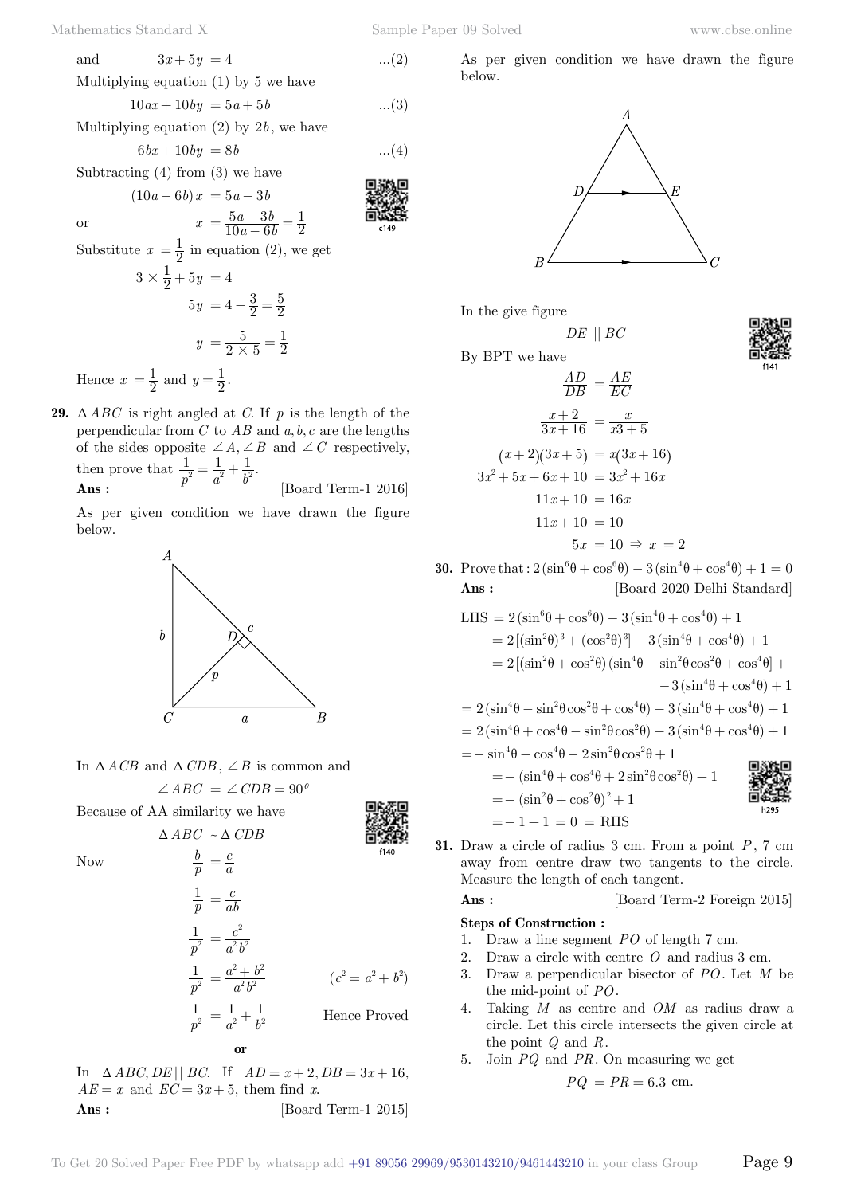and $\quad 3x + 5y = 4 \quad \quad ...(2)$

Multiplying equation (1) by 5 we have

$$10ax + 10by = 5a + 5b \quad \quad ...(3)$$

Multiplying equation (2) by $2b$, we have

$$6bx + 10by = 8b \quad \quad ...(4)$$

Subtracting (4) from (3) we have

$$(10a - 6b)x = 5a - 3b$$

or

$$x = \frac{5a - 3b}{10a - 6b} = \frac{1}{2}$$

Substitute $x = \frac{1}{2}$ in equation (2), we get

$$3 \times \frac{1}{2} + 5y = 4$$

$$5y = 4 - \frac{3}{2} = \frac{5}{2}$$

$$y = \frac{5}{2 \times 5} = \frac{1}{2}$$

Hence $x = \frac{1}{2}$ and $y = \frac{1}{2}$.

**29.** $\Delta ABC$ is right angled at $C$. If $p$ is the length of the perpendicular from $C$ to $AB$ and $a, b, c$ are the lengths of the sides opposite $\angle A, \angle B$ and $\angle C$ respectively, then prove that $\frac{1}{p^2} = \frac{1}{a^2} + \frac{1}{b^2}$.

**Ans :** [Board Term-1 2016]

As per given condition we have drawn the figure below.

In $\Delta ACB$ and $\Delta CDB$, $\angle B$ is common and

$$\angle ABC = \angle CDB = 90^o$$

Because of AA similarity we have

$$\Delta ABC \sim \Delta CDB$$

Now

$$\frac{b}{p} = \frac{c}{a}$$

$$\frac{1}{p} = \frac{c}{ab}$$

$$\frac{1}{p^2} = \frac{c^2}{a^2 b^2}$$

$$\frac{1}{p^2} = \frac{a^2 + b^2}{a^2 b^2} \quad \quad (c^2 = a^2 + b^2)$$

$$\frac{1}{p^2} = \frac{1}{a^2} + \frac{1}{b^2} \quad \quad \text{Hence Proved}$$

**or**

In $\Delta ABC, DE || BC$. If $AD = x + 2, DB = 3x + 16$, $AE = x$ and $EC = 3x + 5$, them find $x$.

**Ans :** [Board Term-1 2015]

As per given condition we have drawn the figure below.

In the give figure

$$DE \parallel BC$$

By BPT we have

$$\frac{AD}{DB} = \frac{AE}{EC}$$

$$\frac{x+2}{3x+16} = \frac{x}{x3+5}$$

$$(x+2)(3x+5) = x(3x+16)$$

$$3x^2 + 5x + 6x + 10 = 3x^2 + 16x$$

$$11x + 10 = 16x$$

$$11x + 10 = 10$$

$$5x = 10 \Rightarrow x = 2$$

**30.** Prove that : $2(\sin^6\theta + \cos^6\theta) - 3(\sin^4\theta + \cos^4\theta) + 1 = 0$

**Ans :** [Board 2020 Delhi Standard]

$$\text{LHS} = 2(\sin^6\theta + \cos^6\theta) - 3(\sin^4\theta + \cos^4\theta) + 1$$

$$= 2[(\sin^2\theta)^3 + (\cos^2\theta)^3] - 3(\sin^4\theta + \cos^4\theta) + 1$$

$$= 2[(\sin^2\theta + \cos^2\theta)(\sin^4\theta - \sin^2\theta\cos^2\theta + \cos^4\theta] + -3(\sin^4\theta + \cos^4\theta) + 1$$

$$= 2(\sin^4\theta - \sin^2\theta\cos^2\theta + \cos^4\theta) - 3(\sin^4\theta + \cos^4\theta) + 1$$

$$= 2(\sin^4\theta + \cos^4\theta - \sin^2\theta\cos^2\theta) - 3(\sin^4\theta + \cos^4\theta) + 1$$

$$= -\sin^4\theta - \cos^4\theta - 2\sin^2\theta\cos^2\theta + 1$$

$$= -(\sin^4\theta + \cos^4\theta + 2\sin^2\theta\cos^2\theta) + 1$$

$$= -(\sin^2\theta + \cos^2\theta)^2 + 1$$

$$= -1 + 1 = 0 = \text{RHS}$$

**31.** Draw a circle of radius 3 cm. From a point $P$, 7 cm away from centre draw two tangents to the circle. Measure the length of each tangent.

**Ans :** [Board Term-2 Foreign 2015]

**Steps of Construction :**

1. Draw a line segment $PO$ of length 7 cm.
2. Draw a circle with centre $O$ and radius 3 cm.
3. Draw a perpendicular bisector of $PO$. Let $M$ be the mid-point of $PO$.
4. Taking $M$ as centre and $OM$ as radius draw a circle. Let this circle intersects the given circle at the point $Q$ and $R$.
5. Join $PQ$ and $PR$. On measuring we get

$$PQ = PR = 6.3 \text{ cm.}$$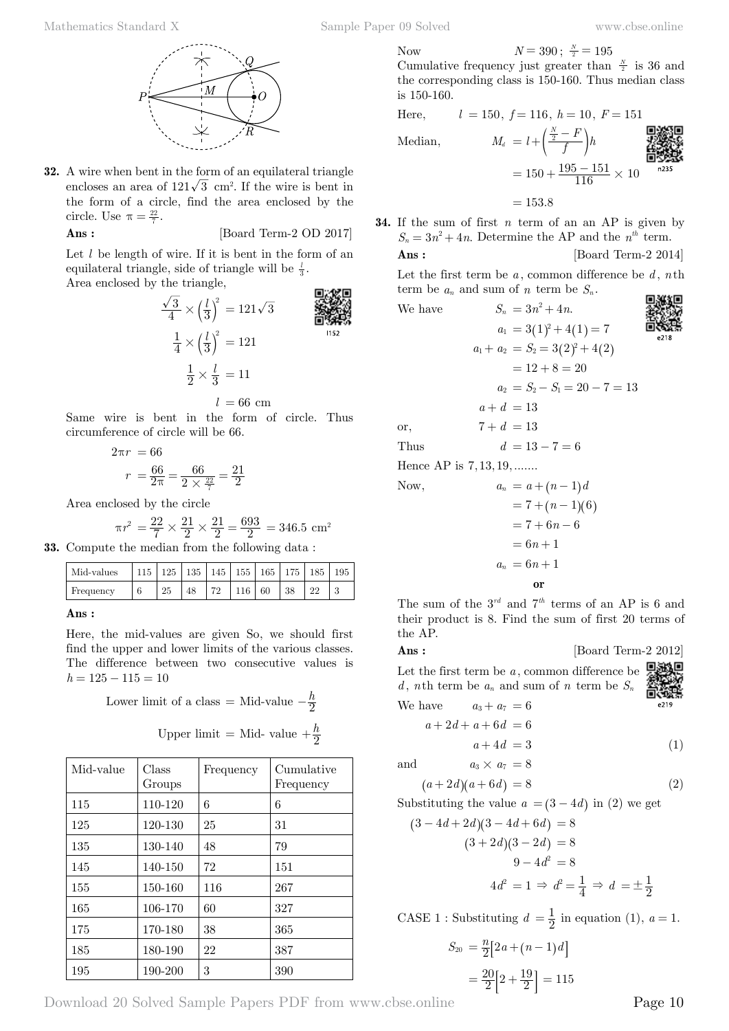**32.** A wire when bent in the form of an equilateral triangle encloses an area of $121\sqrt{3}$ cm$^2$. If the wire is bent in the form of a circle, find the area enclosed by the circle. Use $\pi = \frac{22}{7}$.

**Ans :** [Board Term-2 OD 2017]

Let $l$ be length of wire. If it is bent in the form of an equilateral triangle, side of triangle will be $\frac{l}{3}$.

Area enclosed by the triangle,

$$\frac{\sqrt{3}}{4} \times \left(\frac{l}{3}\right)^2 = 121\sqrt{3}$$

$$\frac{1}{4} \times \left(\frac{l}{3}\right)^2 = 121$$

$$\frac{1}{2} \times \frac{l}{3} = 11$$

$$l = 66 \text{ cm}$$

Same wire is bent in the form of circle. Thus circumference of circle will be 66.

$$2\pi r = 66$$

$$r = \frac{66}{2\pi} = \frac{66}{2 \times \frac{22}{7}} = \frac{21}{2}$$

Area enclosed by the circle

$$\pi r^2 = \frac{22}{7} \times \frac{21}{2} \times \frac{21}{2} = \frac{693}{2} = 346.5 \text{ cm}^2$$

**33.** Compute the median from the following data :

| Mid-values | 115 | 125 | 135 | 145 | 155 | 165 | 175 | 185 | 195 |
|---|---|---|---|---|---|---|---|---|---|
| Frequency | 6 | 25 | 48 | 72 | 116 | 60 | 38 | 22 | 3 |

**Ans :**

Here, the mid-values are given So, we should first find the upper and lower limits of the various classes. The difference between two consecutive values is $h = 125 - 115 = 10$

$$\text{Lower limit of a class} = \text{Mid-value} - \frac{h}{2}$$

$$\text{Upper limit} = \text{Mid- value} + \frac{h}{2}$$

| Mid-value | Class Groups | Frequency | Cumulative Frequency |
|---|---|---|---|
| 115 | 110-120 | 6 | 6 |
| 125 | 120-130 | 25 | 31 |
| 135 | 130-140 | 48 | 79 |
| 145 | 140-150 | 72 | 151 |
| 155 | 150-160 | 116 | 267 |
| 165 | 106-170 | 60 | 327 |
| 175 | 170-180 | 38 | 365 |
| 185 | 180-190 | 22 | 387 |
| 195 | 190-200 | 3 | 390 |

Now $N = 390$; $\frac{N}{2} = 195$

Cumulative frequency just greater than $\frac{N}{2}$ is 36 and the corresponding class is 150-160. Thus median class is 150-160.

Here, $l = 150,\ f = 116,\ h = 10,\ F = 151$

$$\text{Median,} \quad M_d = l + \left(\frac{\frac{N}{2} - F}{f}\right)h$$

$$= 150 + \frac{195 - 151}{116} \times 10$$

$$= 153.8$$

**34.** If the sum of first $n$ term of an an AP is given by $S_n = 3n^2 + 4n$. Determine the AP and the $n^{th}$ term.

**Ans :** [Board Term-2 2014]

Let the first term be $a$, common difference be $d$, $n$th term be $a_n$ and sum of $n$ term be $S_n$.

We have $S_n = 3n^2 + 4n.$

$$a_1 = 3(1)^2 + 4(1) = 7$$

$$a_1 + a_2 = S_2 = 3(2)^2 + 4(2)$$

$$= 12 + 8 = 20$$

$$a_2 = S_2 - S_1 = 20 - 7 = 13$$

$$a + d = 13$$

or, $7 + d = 13$

Thus $d = 13 - 7 = 6$

Hence AP is $7, 13, 19, .......$

Now,
$$a_n = a + (n-1)d$$
$$= 7 + (n-1)(6)$$
$$= 7 + 6n - 6$$
$$= 6n + 1$$
$$a_n = 6n + 1$$

**or**

The sum of the $3^{rd}$ and $7^{th}$ terms of an AP is 6 and their product is 8. Find the sum of first 20 terms of the AP.

**Ans :** [Board Term-2 2012]

Let the first term be $a$, common difference be $d$, $n$th term be $a_n$ and sum of $n$ term be $S_n$

We have $a_3 + a_7 = 6$

$$a + 2d + a + 6d = 6$$

$$a + 4d = 3 \quad (1)$$

and $a_3 \times a_7 = 8$

$$(a + 2d)(a + 6d) = 8 \quad (2)$$

Substituting the value $a = (3 - 4d)$ in (2) we get

$$(3 - 4d + 2d)(3 - 4d + 6d) = 8$$

$$(3 + 2d)(3 - 2d) = 8$$

$$9 - 4d^2 = 8$$

$$4d^2 = 1 \Rightarrow d^2 = \frac{1}{4} \Rightarrow d = \pm\frac{1}{2}$$

CASE 1 : Substituting $d = \frac{1}{2}$ in equation (1), $a = 1$.

$$S_{20} = \frac{n}{2}\left[2a + (n-1)d\right]$$

$$= \frac{20}{2}\left[2 + \frac{19}{2}\right] = 115$$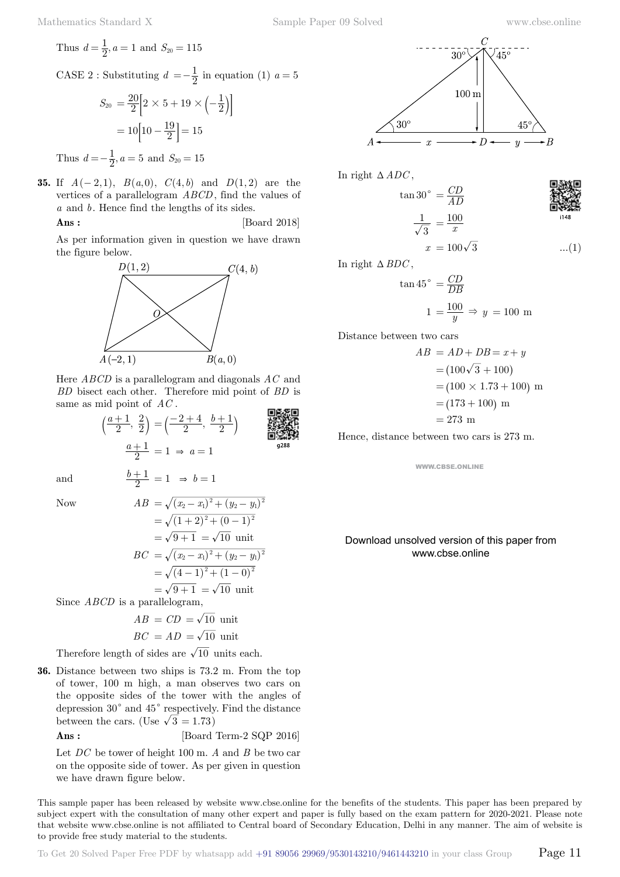Thus $d = \frac{1}{2}, a = 1$ and $S_{20} = 115$

CASE 2 : Substituting $d = -\frac{1}{2}$ in equation (1) $a = 5$

$$S_{20} = \frac{20}{2}\left[2 \times 5 + 19 \times \left(-\frac{1}{2}\right)\right]$$

$$= 10\left[10 - \frac{19}{2}\right] = 15$$

Thus $d = -\frac{1}{2}, a = 5$ and $S_{20} = 15$

**35.** If $A(-2,1)$, $B(a,0)$, $C(4,b)$ and $D(1,2)$ are the vertices of a parallelogram $ABCD$, find the values of $a$ and $b$. Hence find the lengths of its sides.

**Ans :** [Board 2018]

As per information given in question we have drawn the figure below.

D(1, 2)
C(4, b)
O
A(−2, 1)
B(a, 0)

Here $ABCD$ is a parallelogram and diagonals $AC$ and $BD$ bisect each other. Therefore mid point of $BD$ is same as mid point of $AC$.

$$\left(\frac{a+1}{2}, \frac{2}{2}\right) = \left(\frac{-2+4}{2}, \frac{b+1}{2}\right)$$

$$\frac{a+1}{2} = 1 \Rightarrow a = 1$$

and $$\frac{b+1}{2} = 1 \Rightarrow b = 1$$

Now
$$AB = \sqrt{(x_2 - x_1)^2 + (y_2 - y_1)^2}$$
$$= \sqrt{(1+2)^2 + (0-1)^2}$$
$$= \sqrt{9+1} = \sqrt{10} \text{ unit}$$
$$BC = \sqrt{(x_2 - x_1)^2 + (y_2 - y_1)^2}$$
$$= \sqrt{(4-1)^2 + (1-0)^2}$$
$$= \sqrt{9+1} = \sqrt{10} \text{ unit}$$

Since $ABCD$ is a parallelogram,

$$AB = CD = \sqrt{10} \text{ unit}$$
$$BC = AD = \sqrt{10} \text{ unit}$$

Therefore length of sides are $\sqrt{10}$ units each.

**36.** Distance between two ships is 73.2 m. From the top of tower, 100 m high, a man observes two cars on the opposite sides of the tower with the angles of depression $30^\circ$ and $45^\circ$ respectively. Find the distance between the cars. (Use $\sqrt{3} = 1.73$)

**Ans :** [Board Term-2 SQP 2016]

Let $DC$ be tower of height 100 m. $A$ and $B$ be two car on the opposite side of tower. As per given in question we have drawn figure below.

C
30°
45°
100 m
30°
45°
A
x
D
y
B

In right $\Delta ADC$,

$$\tan 30^\circ = \frac{CD}{AD}$$

$$\frac{1}{\sqrt{3}} = \frac{100}{x}$$

$$x = 100\sqrt{3} \quad \text{...(1)}$$

In right $\Delta BDC$,

$$\tan 45^\circ = \frac{CD}{DB}$$

$$1 = \frac{100}{y} \Rightarrow y = 100 \text{ m}$$

Distance between two cars

$$AB = AD + DB = x + y$$
$$= (100\sqrt{3} + 100)$$
$$= (100 \times 1.73 + 100) \text{ m}$$
$$= (173 + 100) \text{ m}$$
$$= 273 \text{ m}$$

Hence, distance between two cars is 273 m.

Download unsolved version of this paper from www.cbse.online

This sample paper has been released by website www.cbse.online for the benefits of the students. This paper has been prepared by subject expert with the consultation of many other expert and paper is fully based on the exam pattern for 2020-2021. Please note that website www.cbse.online is not affiliated to Central board of Secondary Education, Delhi in any manner. The aim of website is to provide free study material to the students.